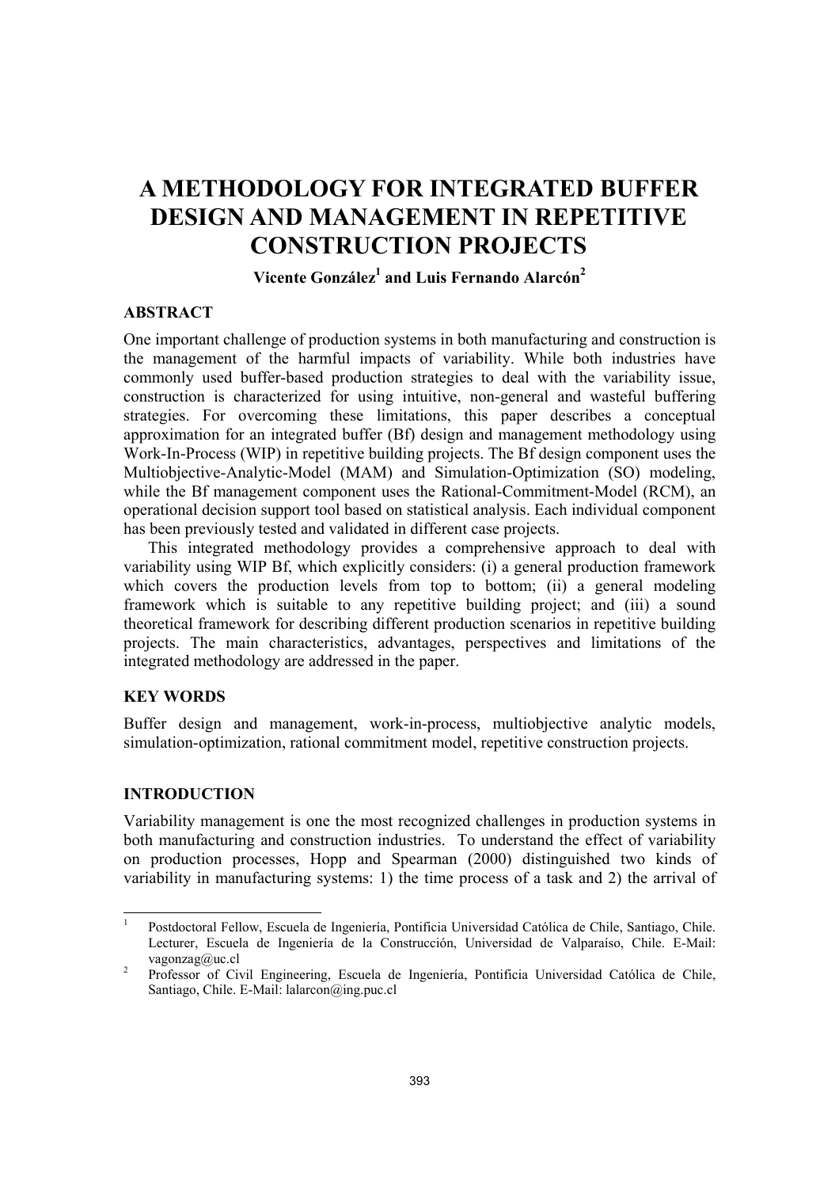# A METHODOLOGY FOR INTEGRATED BUFFER DESIGN AND MANAGEMENT IN REPETITIVE CONSTRUCTION PROJECTS

**Vicente González[1] and Luis Fernando Alarcón[2]**

## ABSTRACT

One important challenge of production systems in both manufacturing and construction is the management of the harmful impacts of variability. While both industries have commonly used buffer-based production strategies to deal with the variability issue, construction is characterized for using intuitive, non-general and wasteful buffering strategies. For overcoming these limitations, this paper describes a conceptual approximation for an integrated buffer (Bf) design and management methodology using Work-In-Process (WIP) in repetitive building projects. The Bf design component uses the Multiobjective-Analytic-Model (MAM) and Simulation-Optimization (SO) modeling, while the Bf management component uses the Rational-Commitment-Model (RCM), an operational decision support tool based on statistical analysis. Each individual component has been previously tested and validated in different case projects.

This integrated methodology provides a comprehensive approach to deal with variability using WIP Bf, which explicitly considers: (i) a general production framework which covers the production levels from top to bottom; (ii) a general modeling framework which is suitable to any repetitive building project; and (iii) a sound theoretical framework for describing different production scenarios in repetitive building projects. The main characteristics, advantages, perspectives and limitations of the integrated methodology are addressed in the paper.

## KEY WORDS

Buffer design and management, work-in-process, multiobjective analytic models, simulation-optimization, rational commitment model, repetitive construction projects.

## INTRODUCTION

Variability management is one the most recognized challenges in production systems in both manufacturing and construction industries. To understand the effect of variability on production processes, Hopp and Spearman (2000) distinguished two kinds of variability in manufacturing systems: 1) the time process of a task and 2) the arrival of

---

[1] Postdoctoral Fellow, Escuela de Ingeniería, Pontificia Universidad Católica de Chile, Santiago, Chile. Lecturer, Escuela de Ingeniería de la Construcción, Universidad de Valparaíso, Chile. E-Mail: vagonzag@uc.cl

[2] Professor of Civil Engineering, Escuela de Ingeniería, Pontificia Universidad Católica de Chile, Santiago, Chile. E-Mail: lalarcon@ing.puc.cl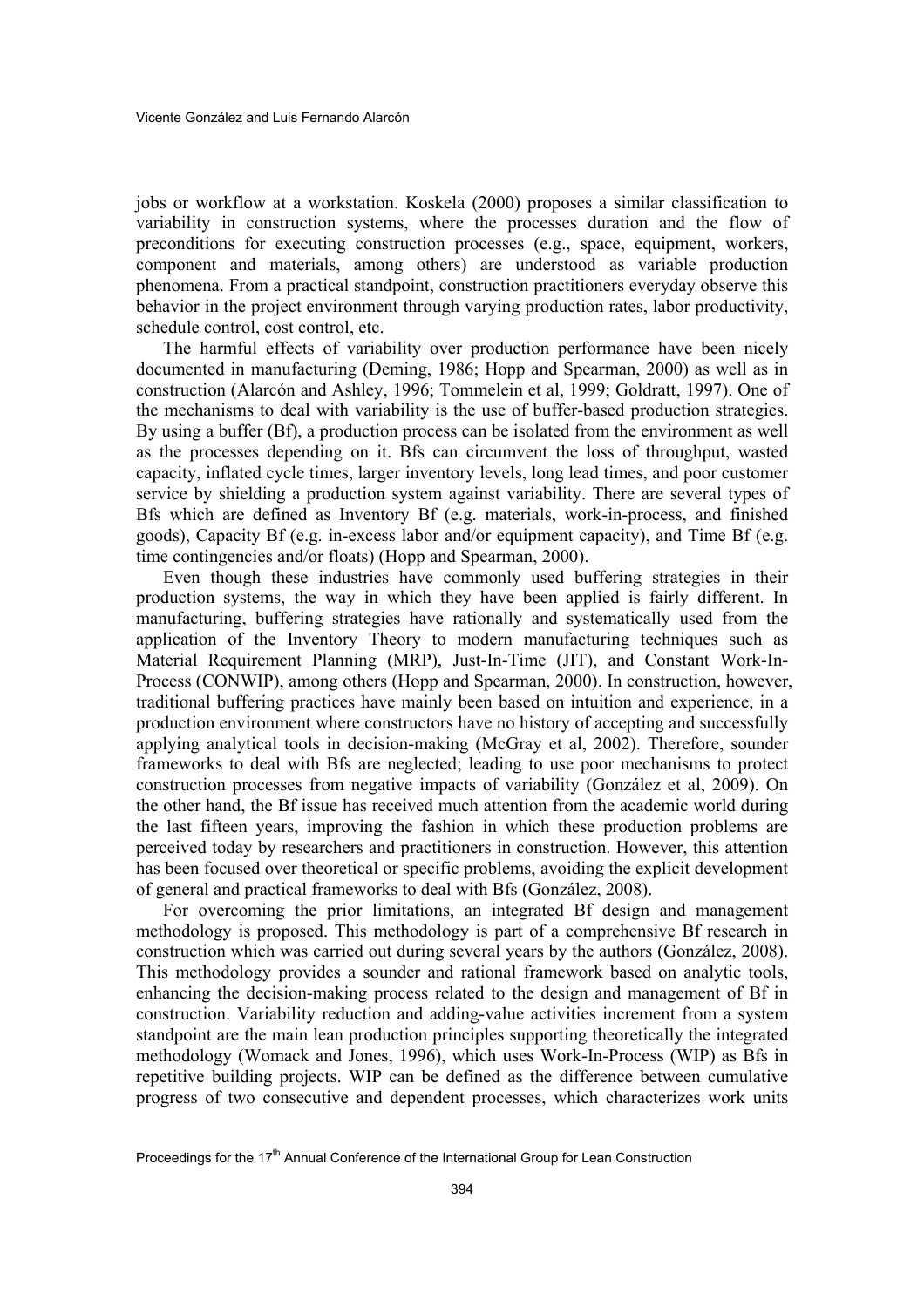jobs or workflow at a workstation. Koskela (2000) proposes a similar classification to variability in construction systems, where the processes duration and the flow of preconditions for executing construction processes (e.g., space, equipment, workers, component and materials, among others) are understood as variable production phenomena. From a practical standpoint, construction practitioners everyday observe this behavior in the project environment through varying production rates, labor productivity, schedule control, cost control, etc.

The harmful effects of variability over production performance have been nicely documented in manufacturing (Deming, 1986; Hopp and Spearman, 2000) as well as in construction (Alarcón and Ashley, 1996; Tommelein et al, 1999; Goldratt, 1997). One of the mechanisms to deal with variability is the use of buffer-based production strategies. By using a buffer (Bf), a production process can be isolated from the environment as well as the processes depending on it. Bfs can circumvent the loss of throughput, wasted capacity, inflated cycle times, larger inventory levels, long lead times, and poor customer service by shielding a production system against variability. There are several types of Bfs which are defined as Inventory Bf (e.g. materials, work-in-process, and finished goods), Capacity Bf (e.g. in-excess labor and/or equipment capacity), and Time Bf (e.g. time contingencies and/or floats) (Hopp and Spearman, 2000).

Even though these industries have commonly used buffering strategies in their production systems, the way in which they have been applied is fairly different. In manufacturing, buffering strategies have rationally and systematically used from the application of the Inventory Theory to modern manufacturing techniques such as Material Requirement Planning (MRP), Just-In-Time (JIT), and Constant Work-In-Process (CONWIP), among others (Hopp and Spearman, 2000). In construction, however, traditional buffering practices have mainly been based on intuition and experience, in a production environment where constructors have no history of accepting and successfully applying analytical tools in decision-making (McGray et al, 2002). Therefore, sounder frameworks to deal with Bfs are neglected; leading to use poor mechanisms to protect construction processes from negative impacts of variability (González et al, 2009). On the other hand, the Bf issue has received much attention from the academic world during the last fifteen years, improving the fashion in which these production problems are perceived today by researchers and practitioners in construction. However, this attention has been focused over theoretical or specific problems, avoiding the explicit development of general and practical frameworks to deal with Bfs (González, 2008).

For overcoming the prior limitations, an integrated Bf design and management methodology is proposed. This methodology is part of a comprehensive Bf research in construction which was carried out during several years by the authors (González, 2008). This methodology provides a sounder and rational framework based on analytic tools, enhancing the decision-making process related to the design and management of Bf in construction. Variability reduction and adding-value activities increment from a system standpoint are the main lean production principles supporting theoretically the integrated methodology (Womack and Jones, 1996), which uses Work-In-Process (WIP) as Bfs in repetitive building projects. WIP can be defined as the difference between cumulative progress of two consecutive and dependent processes, which characterizes work units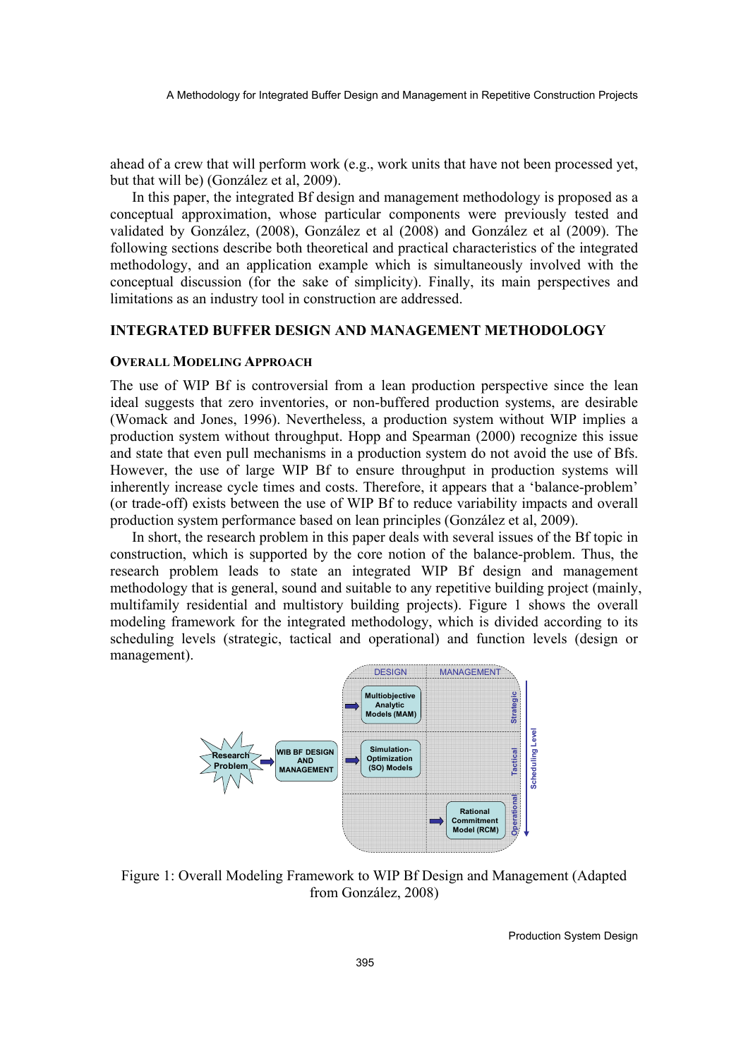ahead of a crew that will perform work (e.g., work units that have not been processed yet, but that will be) (González et al, 2009).

In this paper, the integrated Bf design and management methodology is proposed as a conceptual approximation, whose particular components were previously tested and validated by González, (2008), González et al (2008) and González et al (2009). The following sections describe both theoretical and practical characteristics of the integrated methodology, and an application example which is simultaneously involved with the conceptual discussion (for the sake of simplicity). Finally, its main perspectives and limitations as an industry tool in construction are addressed.

## INTEGRATED BUFFER DESIGN AND MANAGEMENT METHODOLOGY

### OVERALL MODELING APPROACH

The use of WIP Bf is controversial from a lean production perspective since the lean ideal suggests that zero inventories, or non-buffered production systems, are desirable (Womack and Jones, 1996). Nevertheless, a production system without WIP implies a production system without throughput. Hopp and Spearman (2000) recognize this issue and state that even pull mechanisms in a production system do not avoid the use of Bfs. However, the use of large WIP Bf to ensure throughput in production systems will inherently increase cycle times and costs. Therefore, it appears that a 'balance-problem' (or trade-off) exists between the use of WIP Bf to reduce variability impacts and overall production system performance based on lean principles (González et al, 2009).

In short, the research problem in this paper deals with several issues of the Bf topic in construction, which is supported by the core notion of the balance-problem. Thus, the research problem leads to state an integrated WIP Bf design and management methodology that is general, sound and suitable to any repetitive building project (mainly, multifamily residential and multistory building projects). Figure 1 shows the overall modeling framework for the integrated methodology, which is divided according to its scheduling levels (strategic, tactical and operational) and function levels (design or management).

Figure 1: Overall Modeling Framework to WIP Bf Design and Management (Adapted from González, 2008)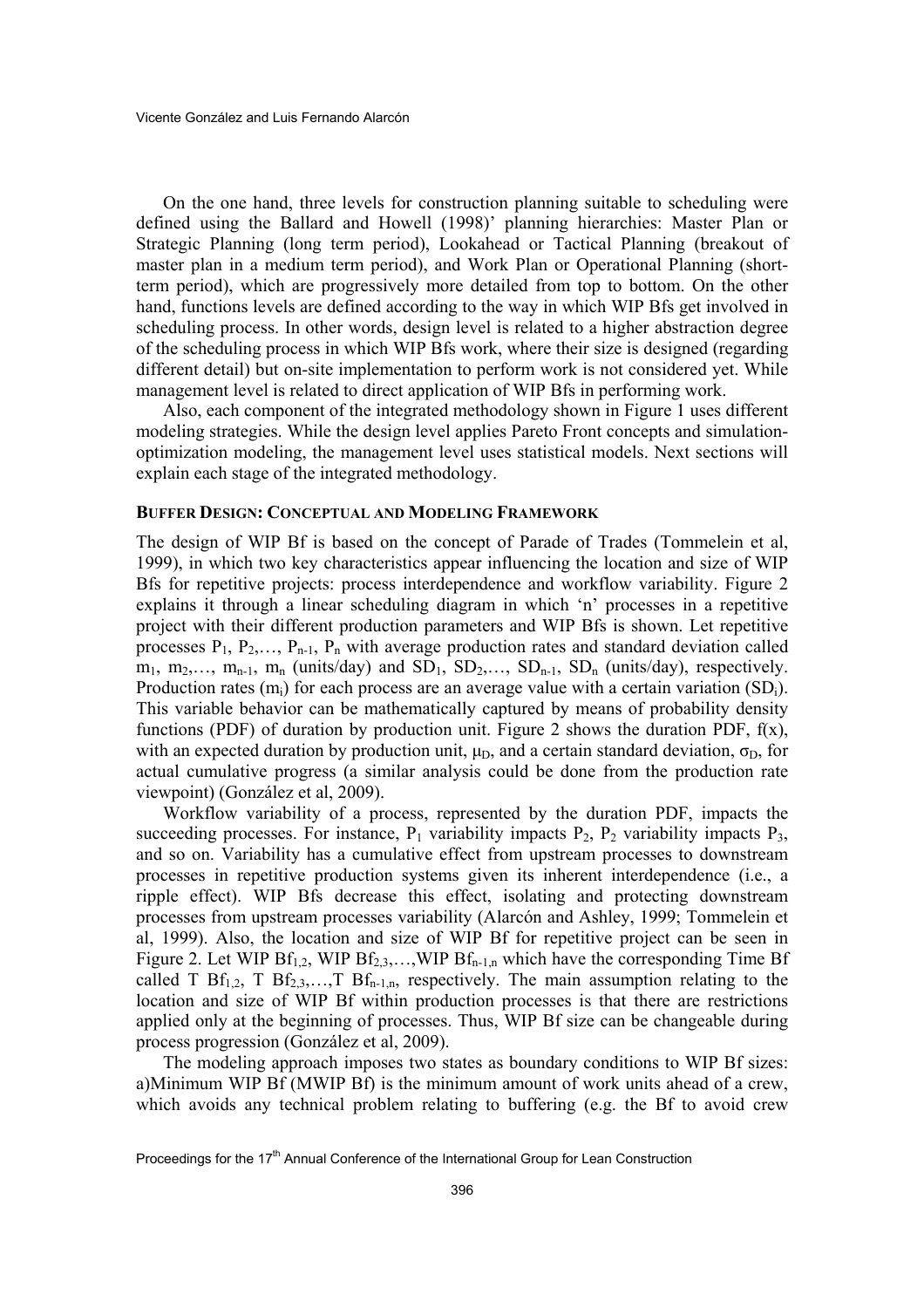On the one hand, three levels for construction planning suitable to scheduling were defined using the Ballard and Howell (1998)' planning hierarchies: Master Plan or Strategic Planning (long term period), Lookahead or Tactical Planning (breakout of master plan in a medium term period), and Work Plan or Operational Planning (short-term period), which are progressively more detailed from top to bottom. On the other hand, functions levels are defined according to the way in which WIP Bfs get involved in scheduling process. In other words, design level is related to a higher abstraction degree of the scheduling process in which WIP Bfs work, where their size is designed (regarding different detail) but on-site implementation to perform work is not considered yet. While management level is related to direct application of WIP Bfs in performing work.

Also, each component of the integrated methodology shown in Figure 1 uses different modeling strategies. While the design level applies Pareto Front concepts and simulation-optimization modeling, the management level uses statistical models. Next sections will explain each stage of the integrated methodology.

## BUFFER DESIGN: CONCEPTUAL AND MODELING FRAMEWORK

The design of WIP Bf is based on the concept of Parade of Trades (Tommelein et al, 1999), in which two key characteristics appear influencing the location and size of WIP Bfs for repetitive projects: process interdependence and workflow variability. Figure 2 explains it through a linear scheduling diagram in which 'n' processes in a repetitive project with their different production parameters and WIP Bfs is shown. Let repetitive processes $P_1$, $P_2$,…, $P_{n-1}$, $P_n$ with average production rates and standard deviation called $m_1$, $m_2$,…, $m_{n-1}$, $m_n$ (units/day) and $SD_1$, $SD_2$,…, $SD_{n-1}$, $SD_n$ (units/day), respectively. Production rates ($m_i$) for each process are an average value with a certain variation ($SD_i$). This variable behavior can be mathematically captured by means of probability density functions (PDF) of duration by production unit. Figure 2 shows the duration PDF, f(x), with an expected duration by production unit, $\mu_D$, and a certain standard deviation, $\sigma_D$, for actual cumulative progress (a similar analysis could be done from the production rate viewpoint) (González et al, 2009).

Workflow variability of a process, represented by the duration PDF, impacts the succeeding processes. For instance, $P_1$ variability impacts $P_2$, $P_2$ variability impacts $P_3$, and so on. Variability has a cumulative effect from upstream processes to downstream processes in repetitive production systems given its inherent interdependence (i.e., a ripple effect). WIP Bfs decrease this effect, isolating and protecting downstream processes from upstream processes variability (Alarcón and Ashley, 1999; Tommelein et al, 1999). Also, the location and size of WIP Bf for repetitive project can be seen in Figure 2. Let WIP $Bf_{1,2}$, WIP $Bf_{2,3}$,…,WIP $Bf_{n-1,n}$ which have the corresponding Time Bf called T $Bf_{1,2}$, T $Bf_{2,3}$,…,T $Bf_{n-1,n}$, respectively. The main assumption relating to the location and size of WIP Bf within production processes is that there are restrictions applied only at the beginning of processes. Thus, WIP Bf size can be changeable during process progression (González et al, 2009).

The modeling approach imposes two states as boundary conditions to WIP Bf sizes: a)Minimum WIP Bf (MWIP Bf) is the minimum amount of work units ahead of a crew, which avoids any technical problem relating to buffering (e.g. the Bf to avoid crew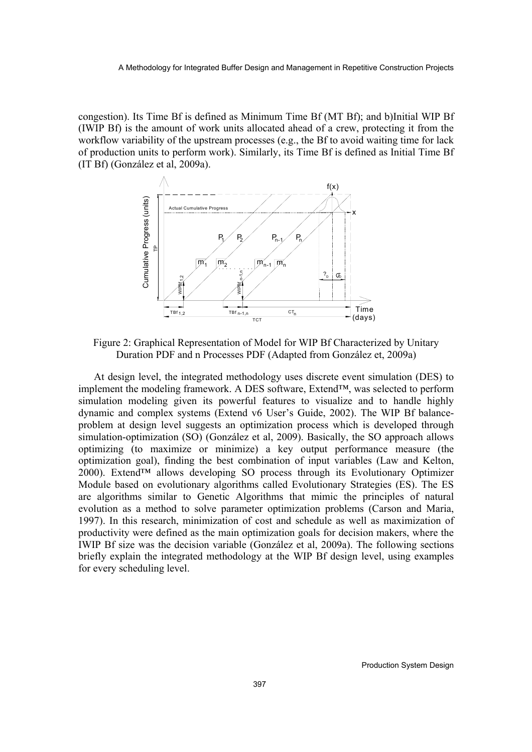congestion). Its Time Bf is defined as Minimum Time Bf (MT Bf); and b)Initial WIP Bf (IWIP Bf) is the amount of work units allocated ahead of a crew, protecting it from the workflow variability of the upstream processes (e.g., the Bf to avoid waiting time for lack of production units to perform work). Similarly, its Time Bf is defined as Initial Time Bf (IT Bf) (González et al, 2009a).

Figure 2: Graphical Representation of Model for WIP Bf Characterized by Unitary Duration PDF and n Processes PDF (Adapted from González et, 2009a)

At design level, the integrated methodology uses discrete event simulation (DES) to implement the modeling framework. A DES software, Extend™, was selected to perform simulation modeling given its powerful features to visualize and to handle highly dynamic and complex systems (Extend v6 User's Guide, 2002). The WIP Bf balance-problem at design level suggests an optimization process which is developed through simulation-optimization (SO) (González et al, 2009). Basically, the SO approach allows optimizing (to maximize or minimize) a key output performance measure (the optimization goal), finding the best combination of input variables (Law and Kelton, 2000). Extend™ allows developing SO process through its Evolutionary Optimizer Module based on evolutionary algorithms called Evolutionary Strategies (ES). The ES are algorithms similar to Genetic Algorithms that mimic the principles of natural evolution as a method to solve parameter optimization problems (Carson and Maria, 1997). In this research, minimization of cost and schedule as well as maximization of productivity were defined as the main optimization goals for decision makers, where the IWIP Bf size was the decision variable (González et al, 2009a). The following sections briefly explain the integrated methodology at the WIP Bf design level, using examples for every scheduling level.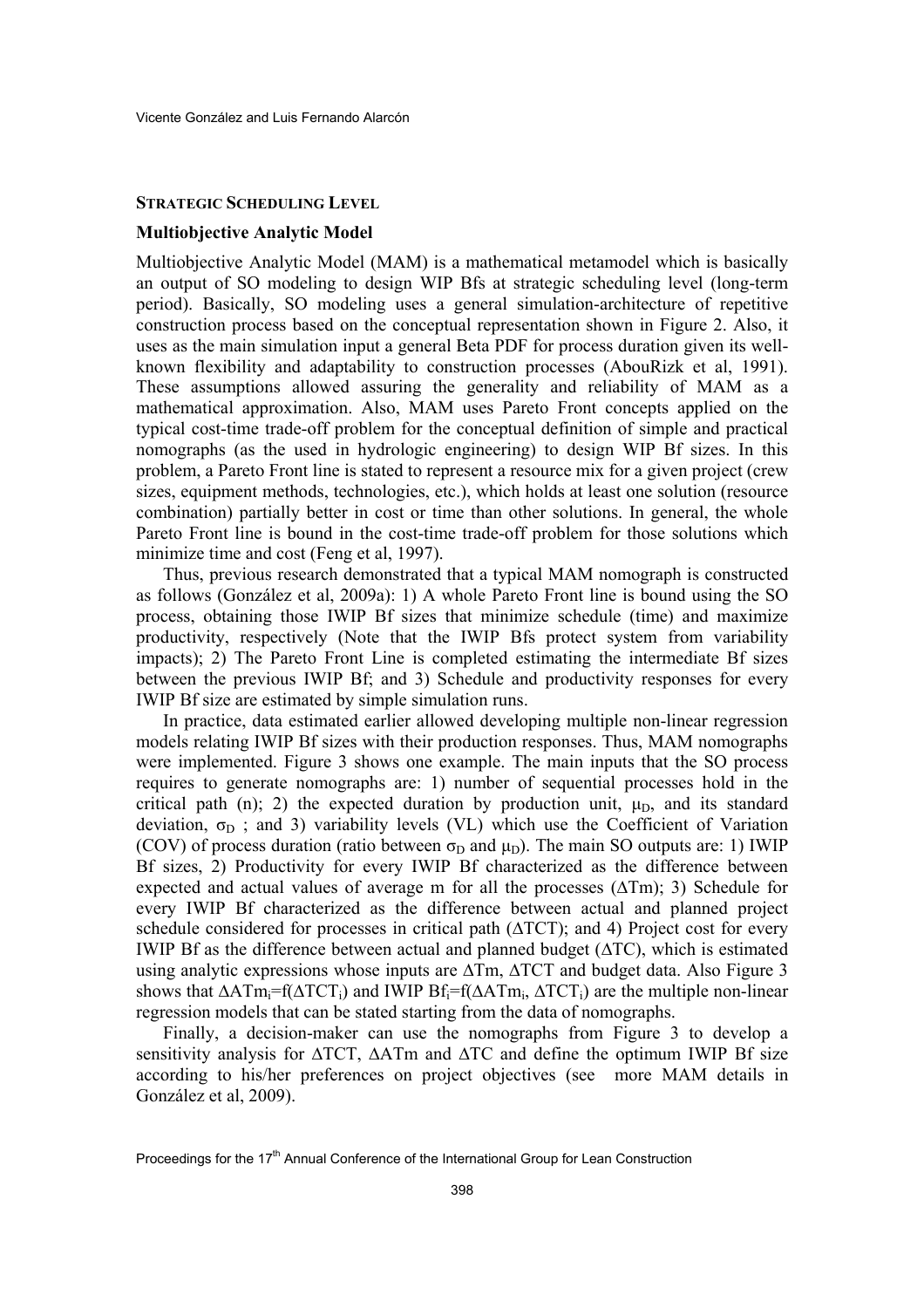## STRATEGIC SCHEDULING LEVEL

### Multiobjective Analytic Model

Multiobjective Analytic Model (MAM) is a mathematical metamodel which is basically an output of SO modeling to design WIP Bfs at strategic scheduling level (long-term period). Basically, SO modeling uses a general simulation-architecture of repetitive construction process based on the conceptual representation shown in Figure 2. Also, it uses as the main simulation input a general Beta PDF for process duration given its well-known flexibility and adaptability to construction processes (AbouRizk et al, 1991). These assumptions allowed assuring the generality and reliability of MAM as a mathematical approximation. Also, MAM uses Pareto Front concepts applied on the typical cost-time trade-off problem for the conceptual definition of simple and practical nomographs (as the used in hydrologic engineering) to design WIP Bf sizes. In this problem, a Pareto Front line is stated to represent a resource mix for a given project (crew sizes, equipment methods, technologies, etc.), which holds at least one solution (resource combination) partially better in cost or time than other solutions. In general, the whole Pareto Front line is bound in the cost-time trade-off problem for those solutions which minimize time and cost (Feng et al, 1997).

Thus, previous research demonstrated that a typical MAM nomograph is constructed as follows (González et al, 2009a): 1) A whole Pareto Front line is bound using the SO process, obtaining those IWIP Bf sizes that minimize schedule (time) and maximize productivity, respectively (Note that the IWIP Bfs protect system from variability impacts); 2) The Pareto Front Line is completed estimating the intermediate Bf sizes between the previous IWIP Bf; and 3) Schedule and productivity responses for every IWIP Bf size are estimated by simple simulation runs.

In practice, data estimated earlier allowed developing multiple non-linear regression models relating IWIP Bf sizes with their production responses. Thus, MAM nomographs were implemented. Figure 3 shows one example. The main inputs that the SO process requires to generate nomographs are: 1) number of sequential processes hold in the critical path (n); 2) the expected duration by production unit, $\mu_D$, and its standard deviation, $\sigma_D$ ; and 3) variability levels (VL) which use the Coefficient of Variation (COV) of process duration (ratio between $\sigma_D$ and $\mu_D$). The main SO outputs are: 1) IWIP Bf sizes, 2) Productivity for every IWIP Bf characterized as the difference between expected and actual values of average m for all the processes ($\Delta$Tm); 3) Schedule for every IWIP Bf characterized as the difference between actual and planned project schedule considered for processes in critical path ($\Delta$TCT); and 4) Project cost for every IWIP Bf as the difference between actual and planned budget ($\Delta$TC), which is estimated using analytic expressions whose inputs are $\Delta$Tm, $\Delta$TCT and budget data. Also Figure 3 shows that $\Delta ATm_i=f(\Delta TCT_i)$ and IWIP $Bf_i=f(\Delta ATm_i, \Delta TCT_i)$ are the multiple non-linear regression models that can be stated starting from the data of nomographs.

Finally, a decision-maker can use the nomographs from Figure 3 to develop a sensitivity analysis for $\Delta$TCT, $\Delta$ATm and $\Delta$TC and define the optimum IWIP Bf size according to his/her preferences on project objectives (see more MAM details in González et al, 2009).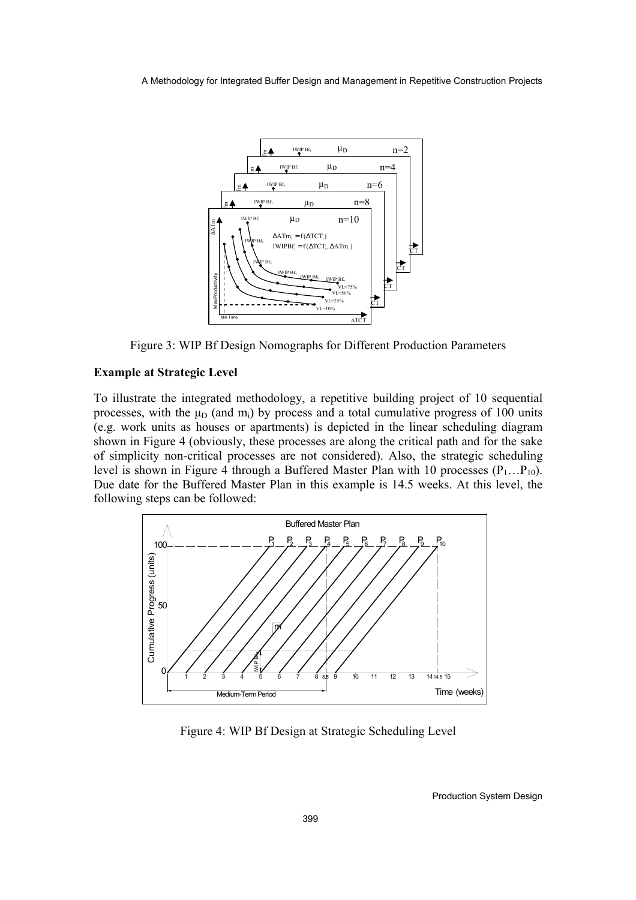Figure 3: WIP Bf Design Nomographs for Different Production Parameters

**Example at Strategic Level**

To illustrate the integrated methodology, a repetitive building project of 10 sequential processes, with the $\mu_D$ (and $m_i$) by process and a total cumulative progress of 100 units (e.g. work units as houses or apartments) is depicted in the linear scheduling diagram shown in Figure 4 (obviously, these processes are along the critical path and for the sake of simplicity non-critical processes are not considered). Also, the strategic scheduling level is shown in Figure 4 through a Buffered Master Plan with 10 processes ($P_1 \ldots P_{10}$). Due date for the Buffered Master Plan in this example is 14.5 weeks. At this level, the following steps can be followed:

Figure 4: WIP Bf Design at Strategic Scheduling Level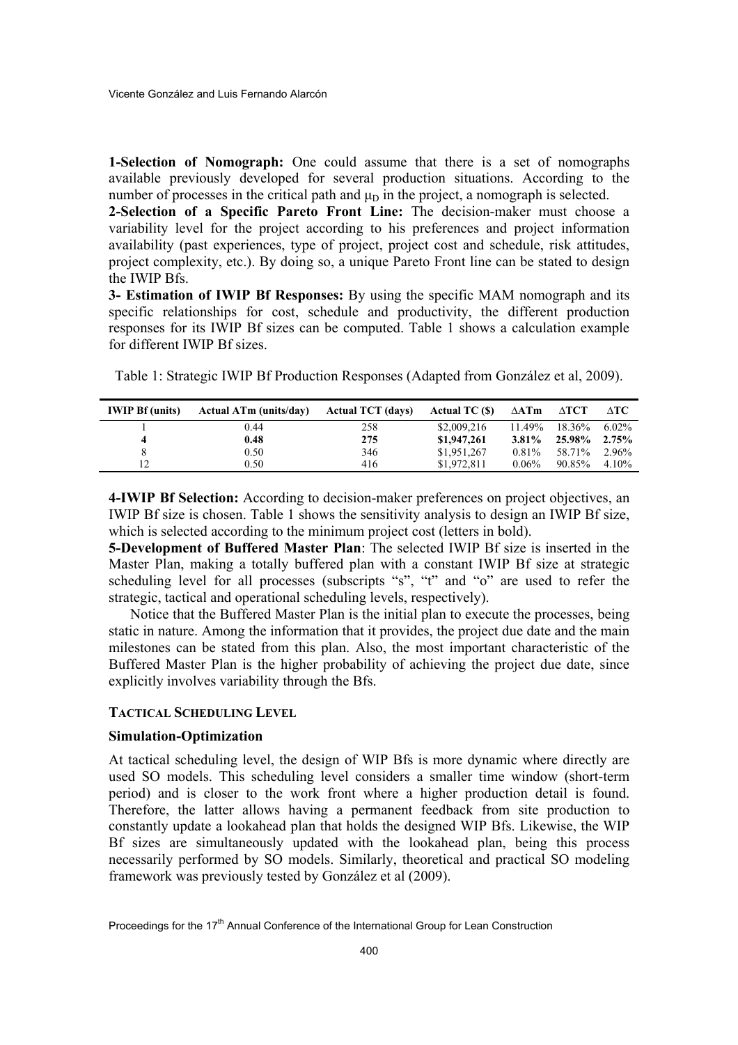**1-Selection of Nomograph:** One could assume that there is a set of nomographs available previously developed for several production situations. According to the number of processes in the critical path and $\mu_D$ in the project, a nomograph is selected.

**2-Selection of a Specific Pareto Front Line:** The decision-maker must choose a variability level for the project according to his preferences and project information availability (past experiences, type of project, project cost and schedule, risk attitudes, project complexity, etc.). By doing so, a unique Pareto Front line can be stated to design the IWIP Bfs.

**3- Estimation of IWIP Bf Responses:** By using the specific MAM nomograph and its specific relationships for cost, schedule and productivity, the different production responses for its IWIP Bf sizes can be computed. Table 1 shows a calculation example for different IWIP Bf sizes.

Table 1: Strategic IWIP Bf Production Responses (Adapted from González et al, 2009).

| IWIP Bf (units) | Actual ATm (units/day) | Actual TCT (days) | Actual TC ($) | ∆ATm | ∆TCT | ∆TC |
|---|---|---|---|---|---|---|
| 1 | 0.44 | 258 | $2,009,216 | 11.49% | 18.36% | 6.02% |
| **4** | **0.48** | **275** | **$1,947,261** | **3.81%** | **25.98%** | **2.75%** |
| 8 | 0.50 | 346 | $1,951,267 | 0.81% | 58.71% | 2.96% |
| 12 | 0.50 | 416 | $1,972,811 | 0.06% | 90.85% | 4.10% |

**4-IWIP Bf Selection:** According to decision-maker preferences on project objectives, an IWIP Bf size is chosen. Table 1 shows the sensitivity analysis to design an IWIP Bf size, which is selected according to the minimum project cost (letters in bold).

**5-Development of Buffered Master Plan**: The selected IWIP Bf size is inserted in the Master Plan, making a totally buffered plan with a constant IWIP Bf size at strategic scheduling level for all processes (subscripts "s", "t" and "o" are used to refer the strategic, tactical and operational scheduling levels, respectively).

Notice that the Buffered Master Plan is the initial plan to execute the processes, being static in nature. Among the information that it provides, the project due date and the main milestones can be stated from this plan. Also, the most important characteristic of the Buffered Master Plan is the higher probability of achieving the project due date, since explicitly involves variability through the Bfs.

#### TACTICAL SCHEDULING LEVEL

#### Simulation-Optimization

At tactical scheduling level, the design of WIP Bfs is more dynamic where directly are used SO models. This scheduling level considers a smaller time window (short-term period) and is closer to the work front where a higher production detail is found. Therefore, the latter allows having a permanent feedback from site production to constantly update a lookahead plan that holds the designed WIP Bfs. Likewise, the WIP Bf sizes are simultaneously updated with the lookahead plan, being this process necessarily performed by SO models. Similarly, theoretical and practical SO modeling framework was previously tested by González et al (2009).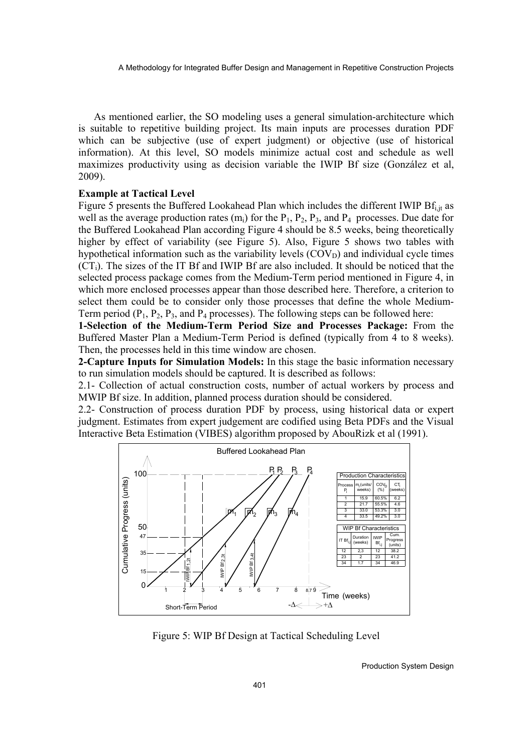As mentioned earlier, the SO modeling uses a general simulation-architecture which is suitable to repetitive building project. Its main inputs are processes duration PDF which can be subjective (use of expert judgment) or objective (use of historical information). At this level, SO models minimize actual cost and schedule as well maximizes productivity using as decision variable the IWIP Bf size (González et al, 2009).

**Example at Tactical Level**

Figure 5 presents the Buffered Lookahead Plan which includes the different IWIP $Bf_{i,jt}$ as well as the average production rates ($m_i$) for the $P_1$, $P_2$, $P_3$, and $P_4$ processes. Due date for the Buffered Lookahead Plan according Figure 4 should be 8.5 weeks, being theoretically higher by effect of variability (see Figure 5). Also, Figure 5 shows two tables with hypothetical information such as the variability levels ($COV_D$) and individual cycle times ($CT_i$). The sizes of the IT Bf and IWIP Bf are also included. It should be noticed that the selected process package comes from the Medium-Term period mentioned in Figure 4, in which more enclosed processes appear than those described here. Therefore, a criterion to select them could be to consider only those processes that define the whole Medium-Term period ($P_1$, $P_2$, $P_3$, and $P_4$ processes). The following steps can be followed here:

**1-Selection of the Medium-Term Period Size and Processes Package:** From the Buffered Master Plan a Medium-Term Period is defined (typically from 4 to 8 weeks). Then, the processes held in this time window are chosen.

**2-Capture Inputs for Simulation Models:** In this stage the basic information necessary to run simulation models should be captured. It is described as follows:

2.1- Collection of actual construction costs, number of actual workers by process and MWIP Bf size. In addition, planned process duration should be considered.

2.2- Construction of process duration PDF by process, using historical data or expert judgment. Estimates from expert judgement are codified using Beta PDFs and the Visual Interactive Beta Estimation (VIBES) algorithm proposed by AbouRizk et al (1991).

Buffered Lookahead Plan

Production Characteristics

| Process $P_i$ | $m_i$ (units/weeks) | $COV_D$ (%) | $CT_i$ (weeks) |
|---|---|---|---|
| 1 | 15.9 | 60.5% | 6.2 |
| 2 | 21.7 | 55.5% | 4.6 |
| 3 | 33.0 | 53.3% | 3.0 |
| 4 | 33.5 | 49.2% | 3.0 |

WIP Bf Characteristics

| IT $Bf_{i,j}$ | Duration (weeks) | IWIP $Bf_{i,j}$ | Cum. Progress (units) |
|---|---|---|---|
| 12 | 2,3 | 12 | 38.2 |
| 23 | 2 | 23 | 41.2 |
| 34 | 1.7 | 34 | 46.9 |

Figure 5: WIP Bf Design at Tactical Scheduling Level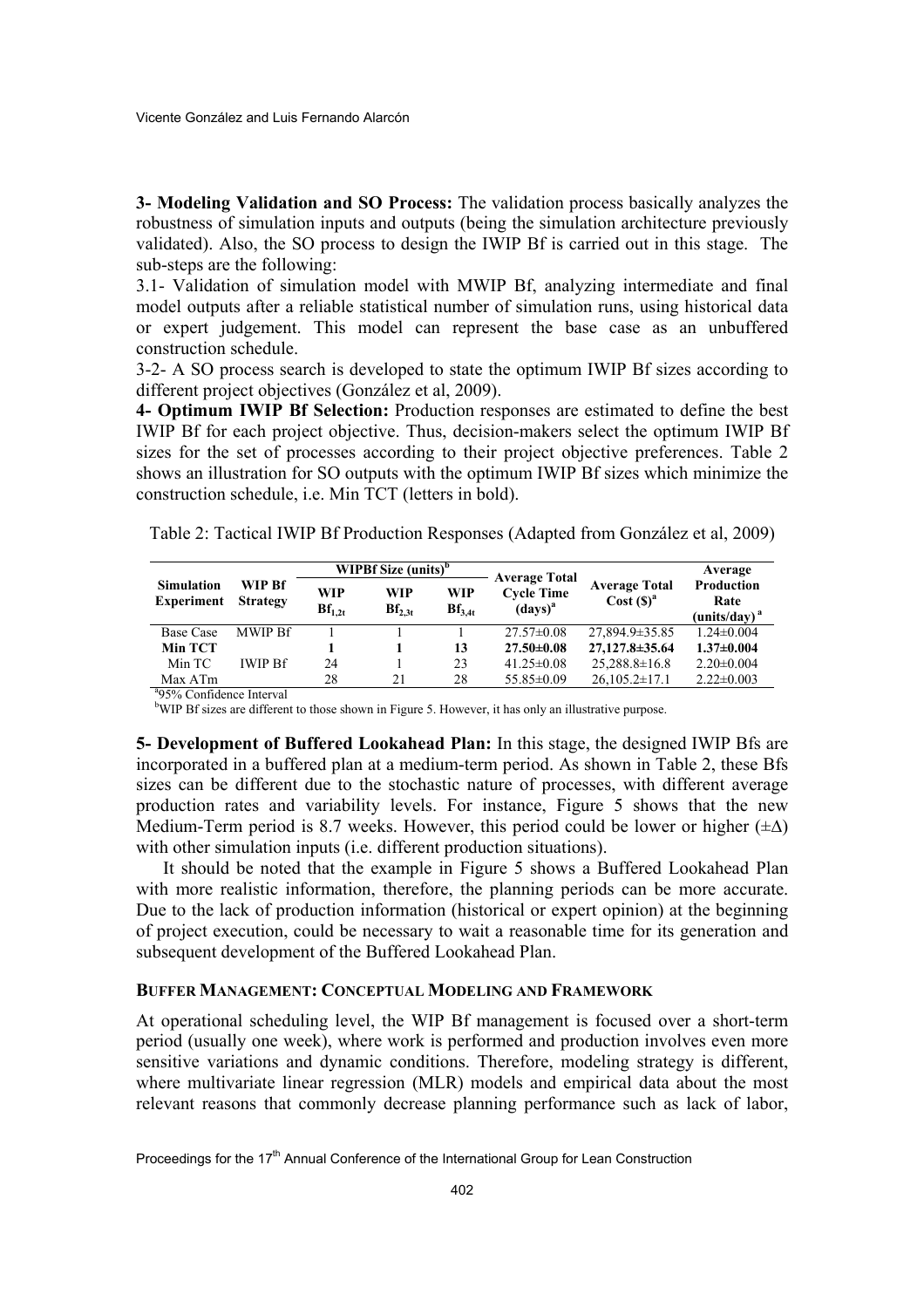**3- Modeling Validation and SO Process:** The validation process basically analyzes the robustness of simulation inputs and outputs (being the simulation architecture previously validated). Also, the SO process to design the IWIP Bf is carried out in this stage. The sub-steps are the following:

3.1- Validation of simulation model with MWIP Bf, analyzing intermediate and final model outputs after a reliable statistical number of simulation runs, using historical data or expert judgement. This model can represent the base case as an unbuffered construction schedule.

3-2- A SO process search is developed to state the optimum IWIP Bf sizes according to different project objectives (González et al, 2009).

**4- Optimum IWIP Bf Selection:** Production responses are estimated to define the best IWIP Bf for each project objective. Thus, decision-makers select the optimum IWIP Bf sizes for the set of processes according to their project objective preferences. Table 2 shows an illustration for SO outputs with the optimum IWIP Bf sizes which minimize the construction schedule, i.e. Min TCT (letters in bold).

Table 2: Tactical IWIP Bf Production Responses (Adapted from González et al, 2009)

| Simulation Experiment | WIP Bf Strategy | WIPBf Size (units)[b] | | | Average Total Cycle Time (days)[a] | Average Total Cost ($)[a] | Average Production Rate (units/day)[a] |
|---|---|---|---|---|---|---|---|
| | | WIP $Bf_{1,2t}$ | WIP $Bf_{2,3t}$ | WIP $Bf_{3,4t}$ | | | |
| Base Case | MWIP Bf | 1 | 1 | 1 | 27.57±0.08 | 27,894.9±35.85 | 1.24±0.004 |
| **Min TCT** | | **1** | **1** | **13** | **27.50±0.08** | **27,127.8±35.64** | **1.37±0.004** |
| Min TC | IWIP Bf | 24 | 1 | 23 | 41.25±0.08 | 25,288.8±16.8 | 2.20±0.004 |
| Max ATm | | 28 | 21 | 28 | 55.85±0.09 | 26,105.2±17.1 | 2.22±0.003 |

[a]95% Confidence Interval

[b]WIP Bf sizes are different to those shown in Figure 5. However, it has only an illustrative purpose.

**5- Development of Buffered Lookahead Plan:** In this stage, the designed IWIP Bfs are incorporated in a buffered plan at a medium-term period. As shown in Table 2, these Bfs sizes can be different due to the stochastic nature of processes, with different average production rates and variability levels. For instance, Figure 5 shows that the new Medium-Term period is 8.7 weeks. However, this period could be lower or higher ($\pm\Delta$) with other simulation inputs (i.e. different production situations).

It should be noted that the example in Figure 5 shows a Buffered Lookahead Plan with more realistic information, therefore, the planning periods can be more accurate. Due to the lack of production information (historical or expert opinion) at the beginning of project execution, could be necessary to wait a reasonable time for its generation and subsequent development of the Buffered Lookahead Plan.

### BUFFER MANAGEMENT: CONCEPTUAL MODELING AND FRAMEWORK

At operational scheduling level, the WIP Bf management is focused over a short-term period (usually one week), where work is performed and production involves even more sensitive variations and dynamic conditions. Therefore, modeling strategy is different, where multivariate linear regression (MLR) models and empirical data about the most relevant reasons that commonly decrease planning performance such as lack of labor,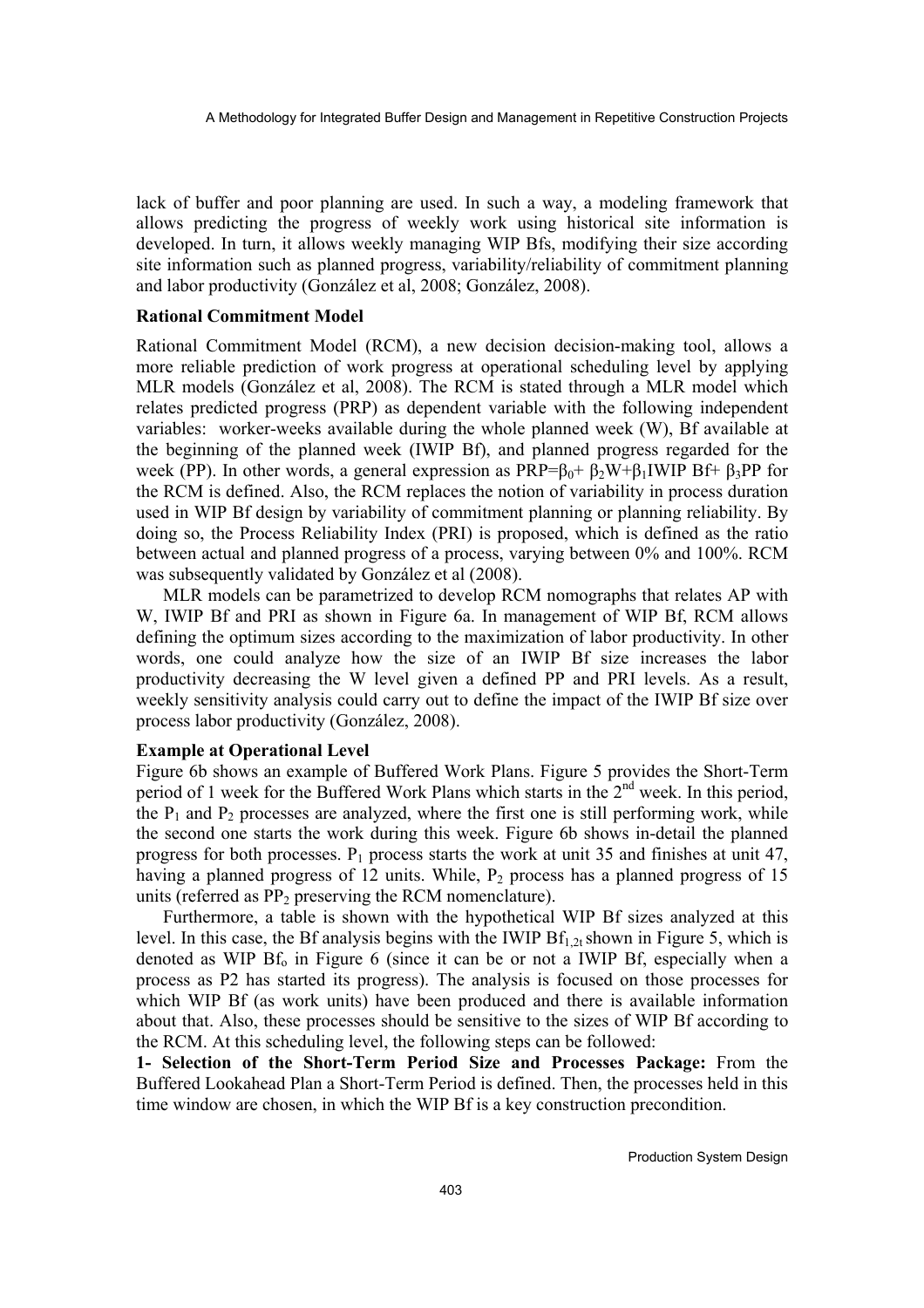lack of buffer and poor planning are used. In such a way, a modeling framework that allows predicting the progress of weekly work using historical site information is developed. In turn, it allows weekly managing WIP Bfs, modifying their size according site information such as planned progress, variability/reliability of commitment planning and labor productivity (González et al, 2008; González, 2008).

**Rational Commitment Model**

Rational Commitment Model (RCM), a new decision decision-making tool, allows a more reliable prediction of work progress at operational scheduling level by applying MLR models (González et al, 2008). The RCM is stated through a MLR model which relates predicted progress (PRP) as dependent variable with the following independent variables: worker-weeks available during the whole planned week (W), Bf available at the beginning of the planned week (IWIP Bf), and planned progress regarded for the week (PP). In other words, a general expression as $PRP=\beta_0+\beta_2 W+\beta_1 IWIP\ Bf+\beta_3 PP$ for the RCM is defined. Also, the RCM replaces the notion of variability in process duration used in WIP Bf design by variability of commitment planning or planning reliability. By doing so, the Process Reliability Index (PRI) is proposed, which is defined as the ratio between actual and planned progress of a process, varying between 0% and 100%. RCM was subsequently validated by González et al (2008).

MLR models can be parametrized to develop RCM nomographs that relates AP with W, IWIP Bf and PRI as shown in Figure 6a. In management of WIP Bf, RCM allows defining the optimum sizes according to the maximization of labor productivity. In other words, one could analyze how the size of an IWIP Bf size increases the labor productivity decreasing the W level given a defined PP and PRI levels. As a result, weekly sensitivity analysis could carry out to define the impact of the IWIP Bf size over process labor productivity (González, 2008).

**Example at Operational Level**

Figure 6b shows an example of Buffered Work Plans. Figure 5 provides the Short-Term period of 1 week for the Buffered Work Plans which starts in the 2nd week. In this period, the $P_1$ and $P_2$ processes are analyzed, where the first one is still performing work, while the second one starts the work during this week. Figure 6b shows in-detail the planned progress for both processes. $P_1$ process starts the work at unit 35 and finishes at unit 47, having a planned progress of 12 units. While, $P_2$ process has a planned progress of 15 units (referred as $PP_2$ preserving the RCM nomenclature).

Furthermore, a table is shown with the hypothetical WIP Bf sizes analyzed at this level. In this case, the Bf analysis begins with the IWIP $Bf_{1,2t}$ shown in Figure 5, which is denoted as WIP $Bf_o$ in Figure 6 (since it can be or not a IWIP Bf, especially when a process as P2 has started its progress). The analysis is focused on those processes for which WIP Bf (as work units) have been produced and there is available information about that. Also, these processes should be sensitive to the sizes of WIP Bf according to the RCM. At this scheduling level, the following steps can be followed:

**1- Selection of the Short-Term Period Size and Processes Package:** From the Buffered Lookahead Plan a Short-Term Period is defined. Then, the processes held in this time window are chosen, in which the WIP Bf is a key construction precondition.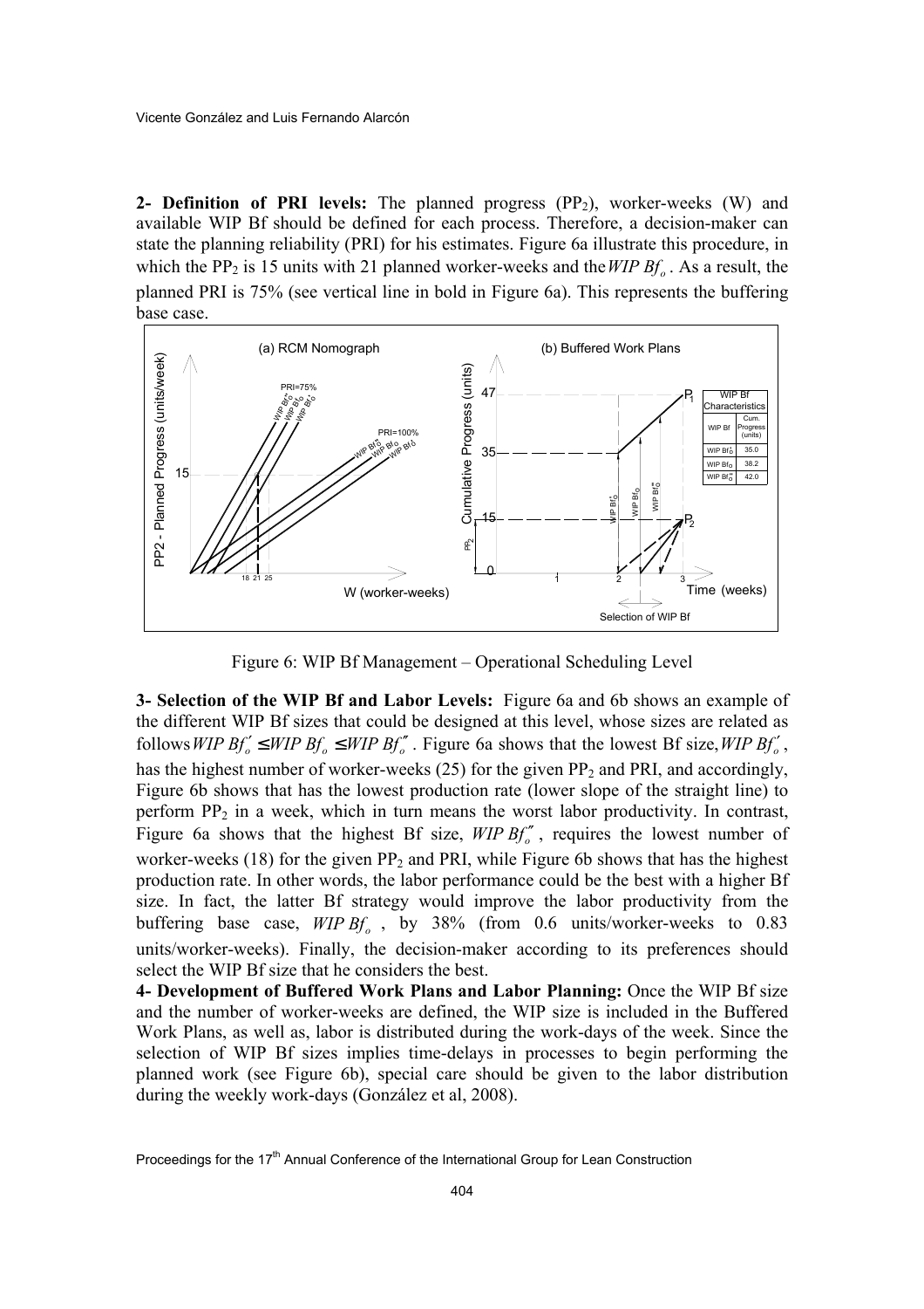**2- Definition of PRI levels:** The planned progress ($PP_2$), worker-weeks (W) and available WIP Bf should be defined for each process. Therefore, a decision-maker can state the planning reliability (PRI) for his estimates. Figure 6a illustrate this procedure, in which the $PP_2$ is 15 units with 21 planned worker-weeks and the $WIP\ Bf_o$. As a result, the planned PRI is 75% (see vertical line in bold in Figure 6a). This represents the buffering base case.

Figure 6: WIP Bf Management – Operational Scheduling Level

**3- Selection of the WIP Bf and Labor Levels:** Figure 6a and 6b shows an example of the different WIP Bf sizes that could be designed at this level, whose sizes are related as follows $WIP\ Bf_o' \leq WIP\ Bf_o \leq WIP\ Bf_o''$. Figure 6a shows that the lowest Bf size, $WIP\ Bf_o'$, has the highest number of worker-weeks (25) for the given $PP_2$ and PRI, and accordingly, Figure 6b shows that has the lowest production rate (lower slope of the straight line) to perform $PP_2$ in a week, which in turn means the worst labor productivity. In contrast, Figure 6a shows that the highest Bf size, $WIP\ Bf_o''$, requires the lowest number of worker-weeks (18) for the given $PP_2$ and PRI, while Figure 6b shows that has the highest production rate. In other words, the labor performance could be the best with a higher Bf size. In fact, the latter Bf strategy would improve the labor productivity from the buffering base case, $WIP\ Bf_o$, by 38% (from 0.6 units/worker-weeks to 0.83 units/worker-weeks). Finally, the decision-maker according to its preferences should select the WIP Bf size that he considers the best.

**4- Development of Buffered Work Plans and Labor Planning:** Once the WIP Bf size and the number of worker-weeks are defined, the WIP size is included in the Buffered Work Plans, as well as, labor is distributed during the work-days of the week. Since the selection of WIP Bf sizes implies time-delays in processes to begin performing the planned work (see Figure 6b), special care should be given to the labor distribution during the weekly work-days (González et al, 2008).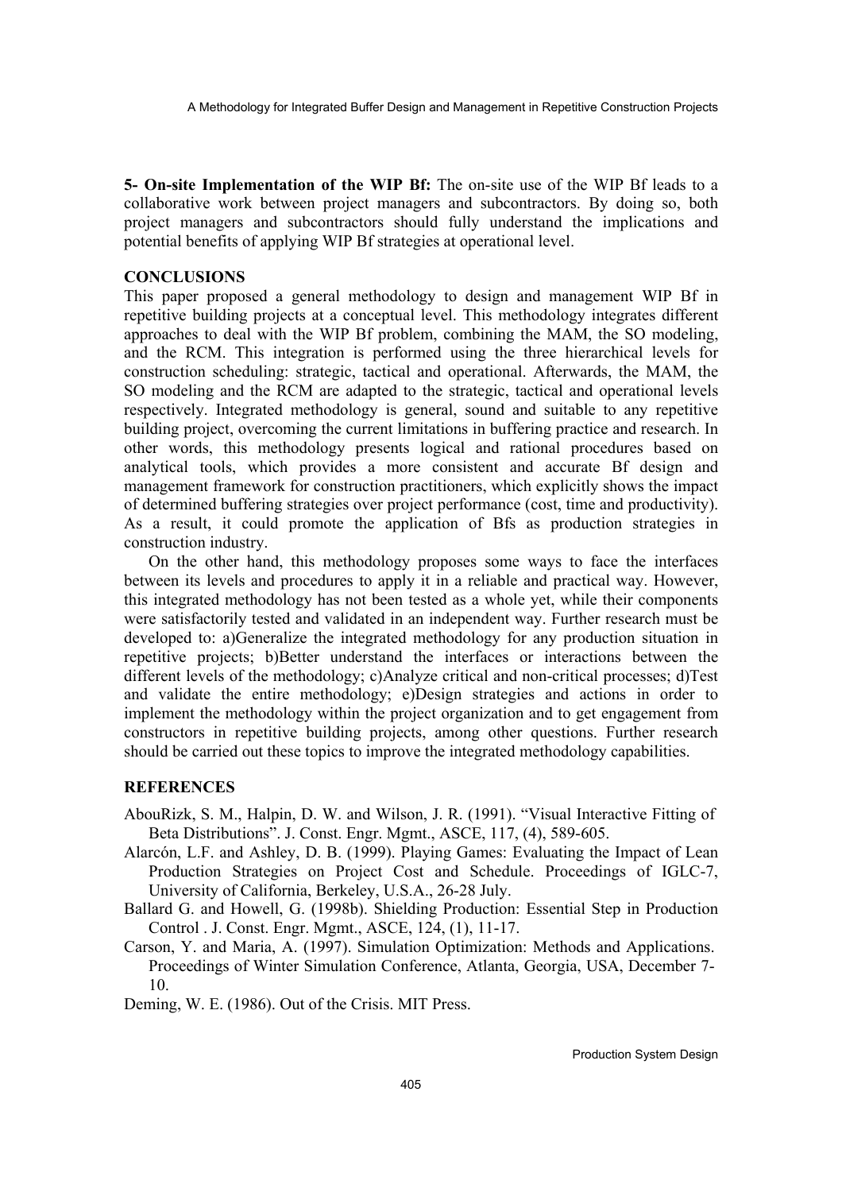**5- On-site Implementation of the WIP Bf:** The on-site use of the WIP Bf leads to a collaborative work between project managers and subcontractors. By doing so, both project managers and subcontractors should fully understand the implications and potential benefits of applying WIP Bf strategies at operational level.

## CONCLUSIONS

This paper proposed a general methodology to design and management WIP Bf in repetitive building projects at a conceptual level. This methodology integrates different approaches to deal with the WIP Bf problem, combining the MAM, the SO modeling, and the RCM. This integration is performed using the three hierarchical levels for construction scheduling: strategic, tactical and operational. Afterwards, the MAM, the SO modeling and the RCM are adapted to the strategic, tactical and operational levels respectively. Integrated methodology is general, sound and suitable to any repetitive building project, overcoming the current limitations in buffering practice and research. In other words, this methodology presents logical and rational procedures based on analytical tools, which provides a more consistent and accurate Bf design and management framework for construction practitioners, which explicitly shows the impact of determined buffering strategies over project performance (cost, time and productivity). As a result, it could promote the application of Bfs as production strategies in construction industry.

On the other hand, this methodology proposes some ways to face the interfaces between its levels and procedures to apply it in a reliable and practical way. However, this integrated methodology has not been tested as a whole yet, while their components were satisfactorily tested and validated in an independent way. Further research must be developed to: a)Generalize the integrated methodology for any production situation in repetitive projects; b)Better understand the interfaces or interactions between the different levels of the methodology; c)Analyze critical and non-critical processes; d)Test and validate the entire methodology; e)Design strategies and actions in order to implement the methodology within the project organization and to get engagement from constructors in repetitive building projects, among other questions. Further research should be carried out these topics to improve the integrated methodology capabilities.

## REFERENCES

AbouRizk, S. M., Halpin, D. W. and Wilson, J. R. (1991). "Visual Interactive Fitting of Beta Distributions". J. Const. Engr. Mgmt., ASCE, 117, (4), 589-605.

Alarcón, L.F. and Ashley, D. B. (1999). Playing Games: Evaluating the Impact of Lean Production Strategies on Project Cost and Schedule. Proceedings of IGLC-7, University of California, Berkeley, U.S.A., 26-28 July.

Ballard G. and Howell, G. (1998b). Shielding Production: Essential Step in Production Control . J. Const. Engr. Mgmt., ASCE, 124, (1), 11-17.

Carson, Y. and Maria, A. (1997). Simulation Optimization: Methods and Applications. Proceedings of Winter Simulation Conference, Atlanta, Georgia, USA, December 7-10.

Deming, W. E. (1986). Out of the Crisis. MIT Press.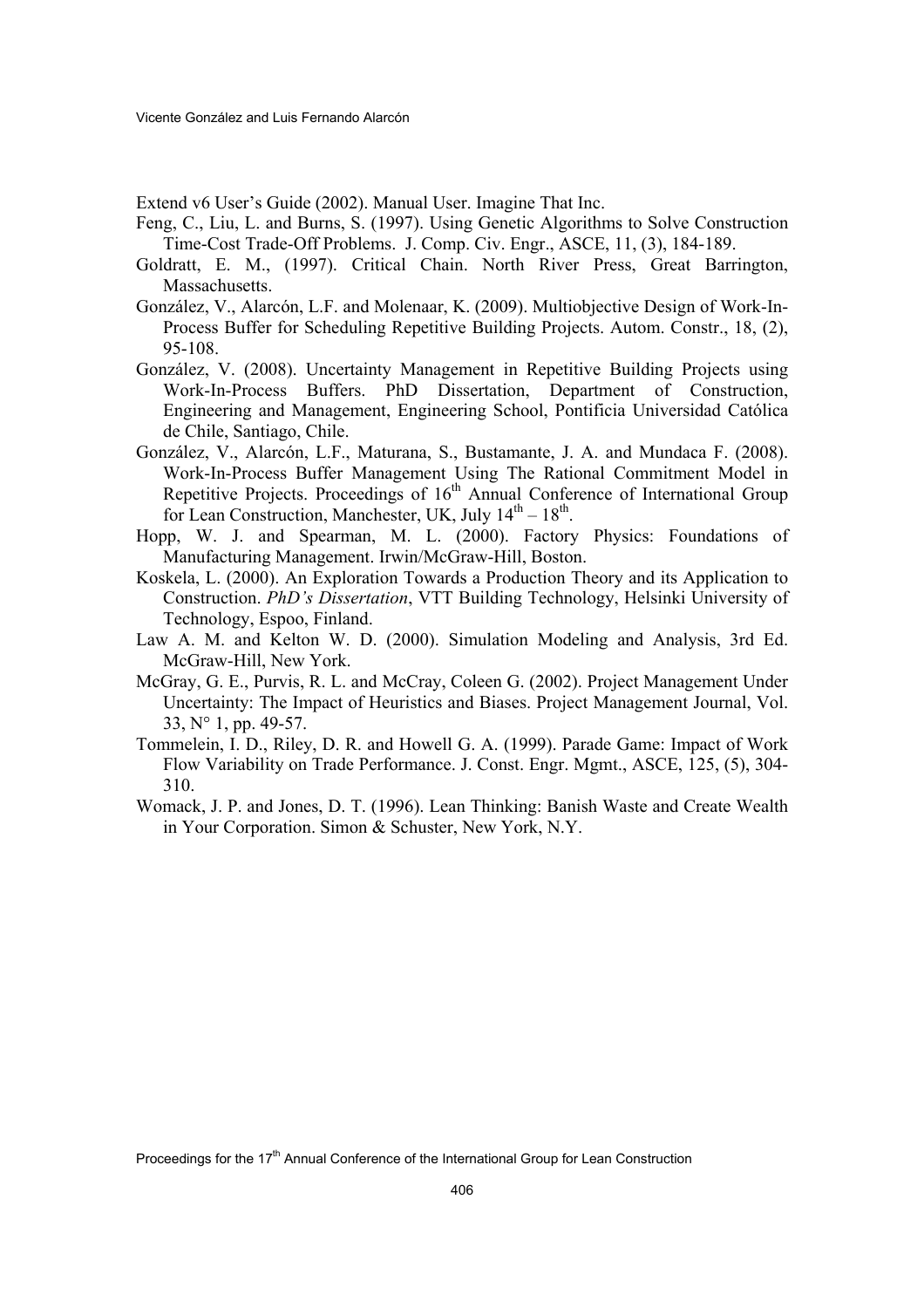Extend v6 User's Guide (2002). Manual User. Imagine That Inc.

Feng, C., Liu, L. and Burns, S. (1997). Using Genetic Algorithms to Solve Construction Time-Cost Trade-Off Problems. J. Comp. Civ. Engr., ASCE, 11, (3), 184-189.

Goldratt, E. M., (1997). Critical Chain. North River Press, Great Barrington, Massachusetts.

González, V., Alarcón, L.F. and Molenaar, K. (2009). Multiobjective Design of Work-In-Process Buffer for Scheduling Repetitive Building Projects. Autom. Constr., 18, (2), 95-108.

González, V. (2008). Uncertainty Management in Repetitive Building Projects using Work-In-Process Buffers. PhD Dissertation, Department of Construction, Engineering and Management, Engineering School, Pontificia Universidad Católica de Chile, Santiago, Chile.

González, V., Alarcón, L.F., Maturana, S., Bustamante, J. A. and Mundaca F. (2008). Work-In-Process Buffer Management Using The Rational Commitment Model in Repetitive Projects. Proceedings of 16th Annual Conference of International Group for Lean Construction, Manchester, UK, July 14th – 18th.

Hopp, W. J. and Spearman, M. L. (2000). Factory Physics: Foundations of Manufacturing Management. Irwin/McGraw-Hill, Boston.

Koskela, L. (2000). An Exploration Towards a Production Theory and its Application to Construction. *PhD's Dissertation*, VTT Building Technology, Helsinki University of Technology, Espoo, Finland.

Law A. M. and Kelton W. D. (2000). Simulation Modeling and Analysis, 3rd Ed. McGraw-Hill, New York.

McGray, G. E., Purvis, R. L. and McCray, Coleen G. (2002). Project Management Under Uncertainty: The Impact of Heuristics and Biases. Project Management Journal, Vol. 33, N° 1, pp. 49-57.

Tommelein, I. D., Riley, D. R. and Howell G. A. (1999). Parade Game: Impact of Work Flow Variability on Trade Performance. J. Const. Engr. Mgmt., ASCE, 125, (5), 304-310.

Womack, J. P. and Jones, D. T. (1996). Lean Thinking: Banish Waste and Create Wealth in Your Corporation. Simon & Schuster, New York, N.Y.